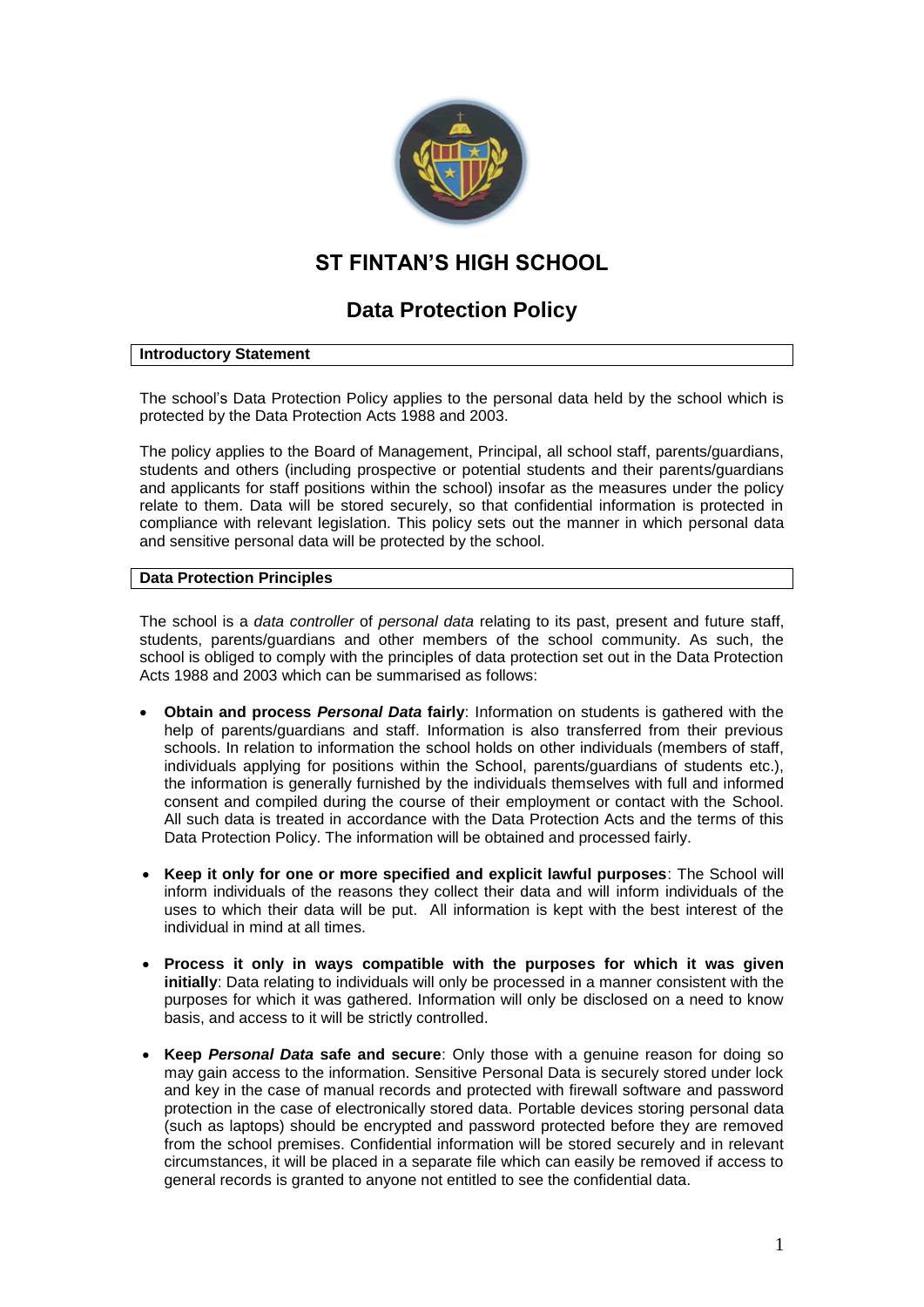# ST FINTAN'S HIGH SCHOOL

## Data Protection Policy

### Introductory Statement

The school's Data Protection Policy applies to the personal data held by the school which is protected by the Data Protection Acts 1988 and 2003.

The policy applies to the Board of Management, Principal, all school staff, parents/guardians, students and others (including prospective or potential students and their parents/guardians and applicants for staff positions within the school) insofar as the measures under the policy relate to them. Data will be stored securely, so that confidential information is protected in compliance with relevant legislation. This policy sets out the manner in which personal data and sensitive personal data will be protected by the school.

### Data Protection Principles

The school is a *data controller* of *personal data* relating to its past, present and future staff, students, parents/guardians and other members of the school community. As such, the school is obliged to comply with the principles of data protection set out in the Data Protection Acts 1988 and 2003 which can be summarised as follows:

- **Obtain and process *Personal Data* fairly**: Information on students is gathered with the help of parents/guardians and staff. Information is also transferred from their previous schools. In relation to information the school holds on other individuals (members of staff, individuals applying for positions within the School, parents/guardians of students etc.), the information is generally furnished by the individuals themselves with full and informed consent and compiled during the course of their employment or contact with the School. All such data is treated in accordance with the Data Protection Acts and the terms of this Data Protection Policy. The information will be obtained and processed fairly.

- **Keep it only for one or more specified and explicit lawful purposes**: The School will inform individuals of the reasons they collect their data and will inform individuals of the uses to which their data will be put. All information is kept with the best interest of the individual in mind at all times.

- **Process it only in ways compatible with the purposes for which it was given initially**: Data relating to individuals will only be processed in a manner consistent with the purposes for which it was gathered. Information will only be disclosed on a need to know basis, and access to it will be strictly controlled.

- **Keep *Personal Data* safe and secure**: Only those with a genuine reason for doing so may gain access to the information. Sensitive Personal Data is securely stored under lock and key in the case of manual records and protected with firewall software and password protection in the case of electronically stored data. Portable devices storing personal data (such as laptops) should be encrypted and password protected before they are removed from the school premises. Confidential information will be stored securely and in relevant circumstances, it will be placed in a separate file which can easily be removed if access to general records is granted to anyone not entitled to see the confidential data.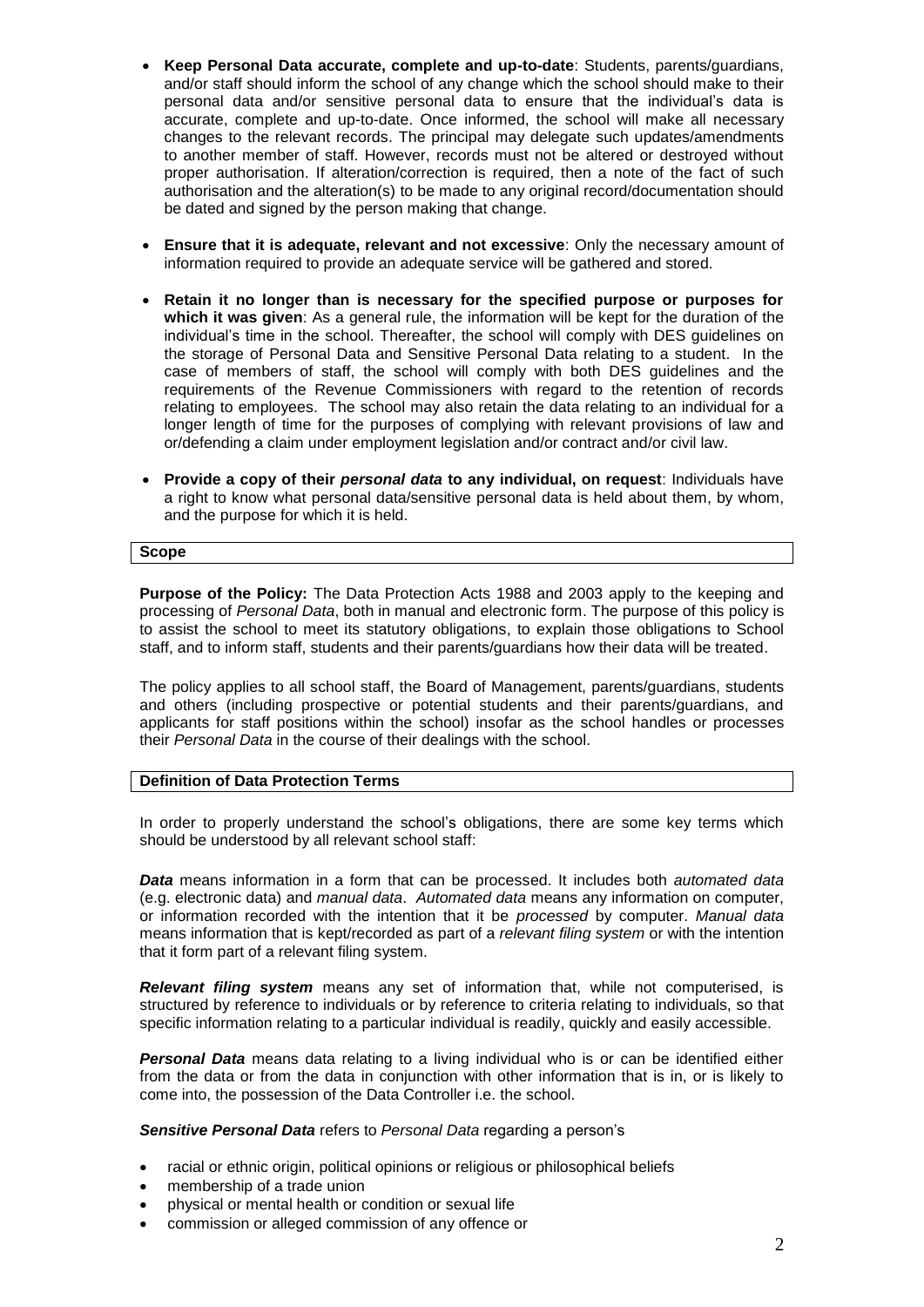- **Keep Personal Data accurate, complete and up-to-date**: Students, parents/guardians, and/or staff should inform the school of any change which the school should make to their personal data and/or sensitive personal data to ensure that the individual's data is accurate, complete and up-to-date. Once informed, the school will make all necessary changes to the relevant records. The principal may delegate such updates/amendments to another member of staff. However, records must not be altered or destroyed without proper authorisation. If alteration/correction is required, then a note of the fact of such authorisation and the alteration(s) to be made to any original record/documentation should be dated and signed by the person making that change.

- **Ensure that it is adequate, relevant and not excessive**: Only the necessary amount of information required to provide an adequate service will be gathered and stored.

- **Retain it no longer than is necessary for the specified purpose or purposes for which it was given**: As a general rule, the information will be kept for the duration of the individual's time in the school. Thereafter, the school will comply with DES guidelines on the storage of Personal Data and Sensitive Personal Data relating to a student. In the case of members of staff, the school will comply with both DES guidelines and the requirements of the Revenue Commissioners with regard to the retention of records relating to employees. The school may also retain the data relating to an individual for a longer length of time for the purposes of complying with relevant provisions of law and or/defending a claim under employment legislation and/or contract and/or civil law.

- **Provide a copy of their *personal data* to any individual, on request**: Individuals have a right to know what personal data/sensitive personal data is held about them, by whom, and the purpose for which it is held.

## Scope

**Purpose of the Policy:** The Data Protection Acts 1988 and 2003 apply to the keeping and processing of *Personal Data*, both in manual and electronic form. The purpose of this policy is to assist the school to meet its statutory obligations, to explain those obligations to School staff, and to inform staff, students and their parents/guardians how their data will be treated.

The policy applies to all school staff, the Board of Management, parents/guardians, students and others (including prospective or potential students and their parents/guardians, and applicants for staff positions within the school) insofar as the school handles or processes their *Personal Data* in the course of their dealings with the school.

## Definition of Data Protection Terms

In order to properly understand the school's obligations, there are some key terms which should be understood by all relevant school staff:

***Data*** means information in a form that can be processed. It includes both *automated data* (e.g. electronic data) and *manual data*. *Automated data* means any information on computer, or information recorded with the intention that it be *processed* by computer. *Manual data* means information that is kept/recorded as part of a *relevant filing system* or with the intention that it form part of a relevant filing system.

***Relevant filing system*** means any set of information that, while not computerised, is structured by reference to individuals or by reference to criteria relating to individuals, so that specific information relating to a particular individual is readily, quickly and easily accessible.

***Personal Data*** means data relating to a living individual who is or can be identified either from the data or from the data in conjunction with other information that is in, or is likely to come into, the possession of the Data Controller i.e. the school.

***Sensitive Personal Data*** refers to *Personal Data* regarding a person's

- racial or ethnic origin, political opinions or religious or philosophical beliefs
- membership of a trade union
- physical or mental health or condition or sexual life
- commission or alleged commission of any offence or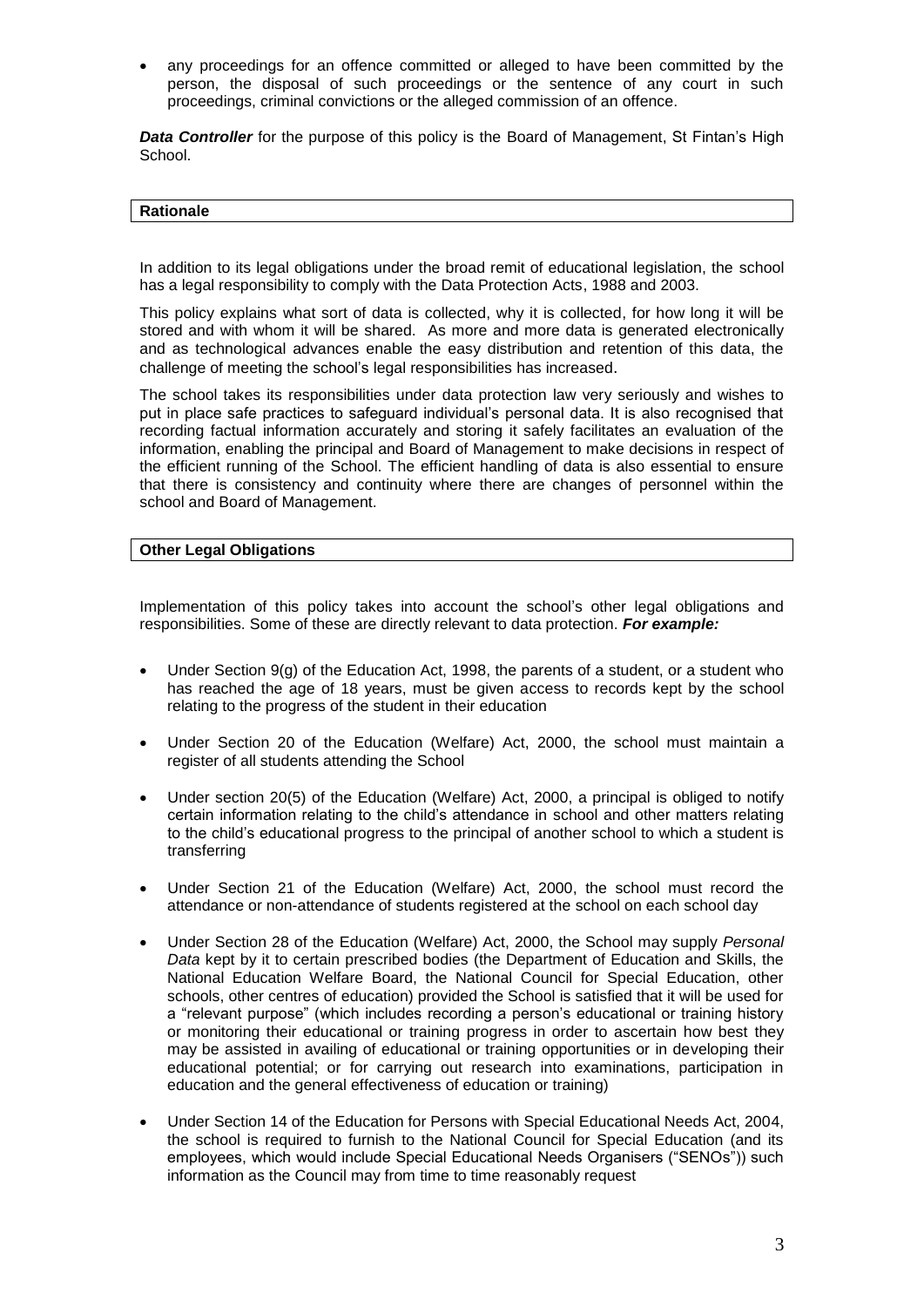- any proceedings for an offence committed or alleged to have been committed by the person, the disposal of such proceedings or the sentence of any court in such proceedings, criminal convictions or the alleged commission of an offence.

***Data Controller*** for the purpose of this policy is the Board of Management, St Fintan's High School.

## Rationale

In addition to its legal obligations under the broad remit of educational legislation, the school has a legal responsibility to comply with the Data Protection Acts, 1988 and 2003.

This policy explains what sort of data is collected, why it is collected, for how long it will be stored and with whom it will be shared. As more and more data is generated electronically and as technological advances enable the easy distribution and retention of this data, the challenge of meeting the school's legal responsibilities has increased.

The school takes its responsibilities under data protection law very seriously and wishes to put in place safe practices to safeguard individual's personal data. It is also recognised that recording factual information accurately and storing it safely facilitates an evaluation of the information, enabling the principal and Board of Management to make decisions in respect of the efficient running of the School. The efficient handling of data is also essential to ensure that there is consistency and continuity where there are changes of personnel within the school and Board of Management.

## Other Legal Obligations

Implementation of this policy takes into account the school's other legal obligations and responsibilities. Some of these are directly relevant to data protection. ***For example:***

- Under Section 9(g) of the Education Act, 1998, the parents of a student, or a student who has reached the age of 18 years, must be given access to records kept by the school relating to the progress of the student in their education
- Under Section 20 of the Education (Welfare) Act, 2000, the school must maintain a register of all students attending the School
- Under section 20(5) of the Education (Welfare) Act, 2000, a principal is obliged to notify certain information relating to the child's attendance in school and other matters relating to the child's educational progress to the principal of another school to which a student is transferring
- Under Section 21 of the Education (Welfare) Act, 2000, the school must record the attendance or non-attendance of students registered at the school on each school day
- Under Section 28 of the Education (Welfare) Act, 2000, the School may supply *Personal Data* kept by it to certain prescribed bodies (the Department of Education and Skills, the National Education Welfare Board, the National Council for Special Education, other schools, other centres of education) provided the School is satisfied that it will be used for a "relevant purpose" (which includes recording a person's educational or training history or monitoring their educational or training progress in order to ascertain how best they may be assisted in availing of educational or training opportunities or in developing their educational potential; or for carrying out research into examinations, participation in education and the general effectiveness of education or training)
- Under Section 14 of the Education for Persons with Special Educational Needs Act, 2004, the school is required to furnish to the National Council for Special Education (and its employees, which would include Special Educational Needs Organisers ("SENOs")) such information as the Council may from time to time reasonably request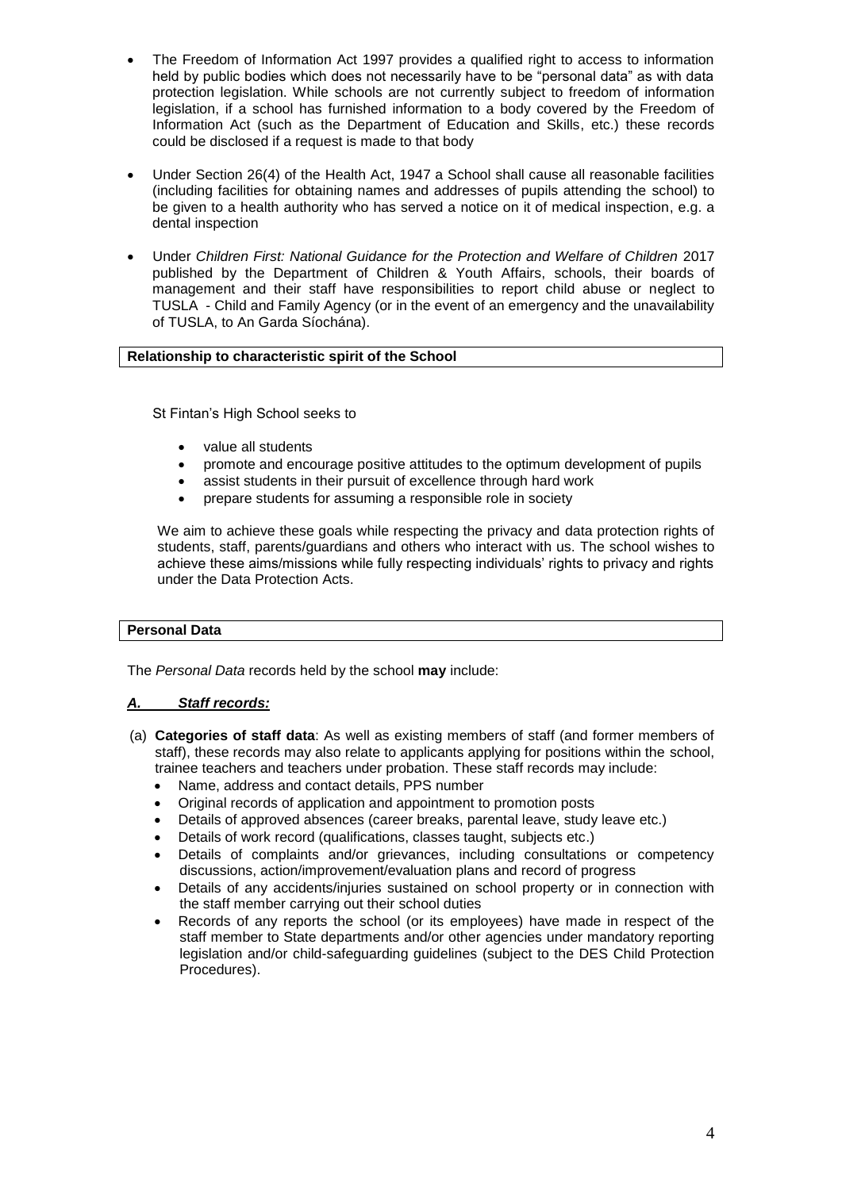- The Freedom of Information Act 1997 provides a qualified right to access to information held by public bodies which does not necessarily have to be "personal data" as with data protection legislation. While schools are not currently subject to freedom of information legislation, if a school has furnished information to a body covered by the Freedom of Information Act (such as the Department of Education and Skills, etc.) these records could be disclosed if a request is made to that body

- Under Section 26(4) of the Health Act, 1947 a School shall cause all reasonable facilities (including facilities for obtaining names and addresses of pupils attending the school) to be given to a health authority who has served a notice on it of medical inspection, e.g. a dental inspection

- Under *Children First: National Guidance for the Protection and Welfare of Children* 2017 published by the Department of Children & Youth Affairs, schools, their boards of management and their staff have responsibilities to report child abuse or neglect to TUSLA - Child and Family Agency (or in the event of an emergency and the unavailability of TUSLA, to An Garda Síochána).

**Relationship to characteristic spirit of the School**

St Fintan's High School seeks to

- value all students
- promote and encourage positive attitudes to the optimum development of pupils
- assist students in their pursuit of excellence through hard work
- prepare students for assuming a responsible role in society

We aim to achieve these goals while respecting the privacy and data protection rights of students, staff, parents/guardians and others who interact with us. The school wishes to achieve these aims/missions while fully respecting individuals' rights to privacy and rights under the Data Protection Acts.

**Personal Data**

The *Personal Data* records held by the school **may** include:

***A. Staff records:***

(a) **Categories of staff data**: As well as existing members of staff (and former members of staff), these records may also relate to applicants applying for positions within the school, trainee teachers and teachers under probation. These staff records may include:

- Name, address and contact details, PPS number
- Original records of application and appointment to promotion posts
- Details of approved absences (career breaks, parental leave, study leave etc.)
- Details of work record (qualifications, classes taught, subjects etc.)
- Details of complaints and/or grievances, including consultations or competency discussions, action/improvement/evaluation plans and record of progress
- Details of any accidents/injuries sustained on school property or in connection with the staff member carrying out their school duties
- Records of any reports the school (or its employees) have made in respect of the staff member to State departments and/or other agencies under mandatory reporting legislation and/or child-safeguarding guidelines (subject to the DES Child Protection Procedures).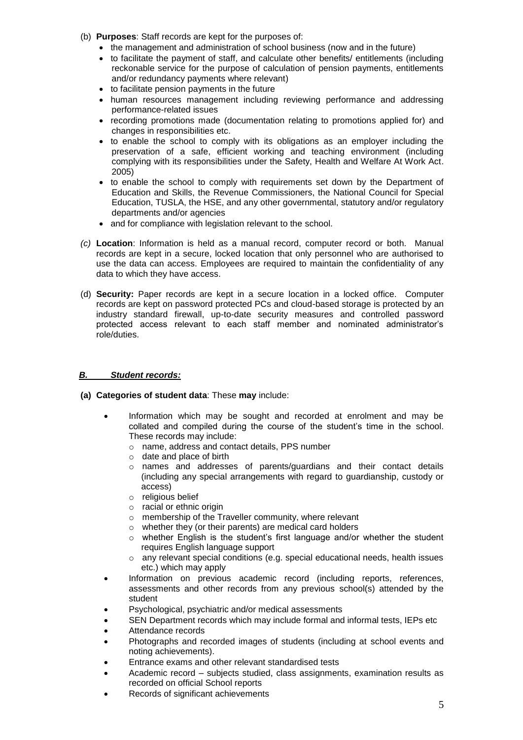(b) **Purposes**: Staff records are kept for the purposes of:

- the management and administration of school business (now and in the future)
- to facilitate the payment of staff, and calculate other benefits/ entitlements (including reckonable service for the purpose of calculation of pension payments, entitlements and/or redundancy payments where relevant)
- to facilitate pension payments in the future
- human resources management including reviewing performance and addressing performance-related issues
- recording promotions made (documentation relating to promotions applied for) and changes in responsibilities etc.
- to enable the school to comply with its obligations as an employer including the preservation of a safe, efficient working and teaching environment (including complying with its responsibilities under the Safety, Health and Welfare At Work Act. 2005)
- to enable the school to comply with requirements set down by the Department of Education and Skills, the Revenue Commissioners, the National Council for Special Education, TUSLA, the HSE, and any other governmental, statutory and/or regulatory departments and/or agencies
- and for compliance with legislation relevant to the school.

*(c)* **Location**: Information is held as a manual record, computer record or both. Manual records are kept in a secure, locked location that only personnel who are authorised to use the data can access. Employees are required to maintain the confidentiality of any data to which they have access.

(d) **Security:** Paper records are kept in a secure location in a locked office. Computer records are kept on password protected PCs and cloud-based storage is protected by an industry standard firewall, up-to-date security measures and controlled password protected access relevant to each staff member and nominated administrator's role/duties.

***B. Student records:***

**(a) Categories of student data**: These **may** include:

- Information which may be sought and recorded at enrolment and may be collated and compiled during the course of the student's time in the school. These records may include:
  - name, address and contact details, PPS number
  - date and place of birth
  - names and addresses of parents/guardians and their contact details (including any special arrangements with regard to guardianship, custody or access)
  - religious belief
  - racial or ethnic origin
  - membership of the Traveller community, where relevant
  - whether they (or their parents) are medical card holders
  - whether English is the student's first language and/or whether the student requires English language support
  - any relevant special conditions (e.g. special educational needs, health issues etc.) which may apply
- Information on previous academic record (including reports, references, assessments and other records from any previous school(s) attended by the student
- Psychological, psychiatric and/or medical assessments
- SEN Department records which may include formal and informal tests, IEPs etc
- Attendance records
- Photographs and recorded images of students (including at school events and noting achievements).
- Entrance exams and other relevant standardised tests
- Academic record – subjects studied, class assignments, examination results as recorded on official School reports
- Records of significant achievements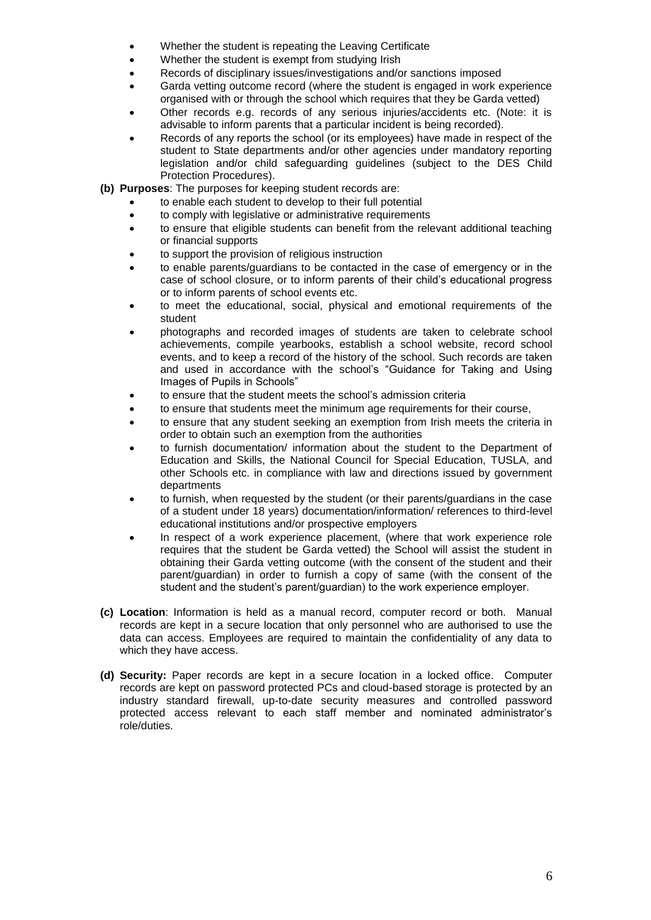- Whether the student is repeating the Leaving Certificate
- Whether the student is exempt from studying Irish
- Records of disciplinary issues/investigations and/or sanctions imposed
- Garda vetting outcome record (where the student is engaged in work experience organised with or through the school which requires that they be Garda vetted)
- Other records e.g. records of any serious injuries/accidents etc. (Note: it is advisable to inform parents that a particular incident is being recorded).
- Records of any reports the school (or its employees) have made in respect of the student to State departments and/or other agencies under mandatory reporting legislation and/or child safeguarding guidelines (subject to the DES Child Protection Procedures).

**(b) Purposes**: The purposes for keeping student records are:

- to enable each student to develop to their full potential
- to comply with legislative or administrative requirements
- to ensure that eligible students can benefit from the relevant additional teaching or financial supports
- to support the provision of religious instruction
- to enable parents/guardians to be contacted in the case of emergency or in the case of school closure, or to inform parents of their child's educational progress or to inform parents of school events etc.
- to meet the educational, social, physical and emotional requirements of the student
- photographs and recorded images of students are taken to celebrate school achievements, compile yearbooks, establish a school website, record school events, and to keep a record of the history of the school. Such records are taken and used in accordance with the school's "Guidance for Taking and Using Images of Pupils in Schools"
- to ensure that the student meets the school's admission criteria
- to ensure that students meet the minimum age requirements for their course,
- to ensure that any student seeking an exemption from Irish meets the criteria in order to obtain such an exemption from the authorities
- to furnish documentation/ information about the student to the Department of Education and Skills, the National Council for Special Education, TUSLA, and other Schools etc. in compliance with law and directions issued by government departments
- to furnish, when requested by the student (or their parents/guardians in the case of a student under 18 years) documentation/information/ references to third-level educational institutions and/or prospective employers
- In respect of a work experience placement, (where that work experience role requires that the student be Garda vetted) the School will assist the student in obtaining their Garda vetting outcome (with the consent of the student and their parent/guardian) in order to furnish a copy of same (with the consent of the student and the student's parent/guardian) to the work experience employer.

**(c) Location**: Information is held as a manual record, computer record or both. Manual records are kept in a secure location that only personnel who are authorised to use the data can access. Employees are required to maintain the confidentiality of any data to which they have access.

**(d) Security:** Paper records are kept in a secure location in a locked office. Computer records are kept on password protected PCs and cloud-based storage is protected by an industry standard firewall, up-to-date security measures and controlled password protected access relevant to each staff member and nominated administrator's role/duties.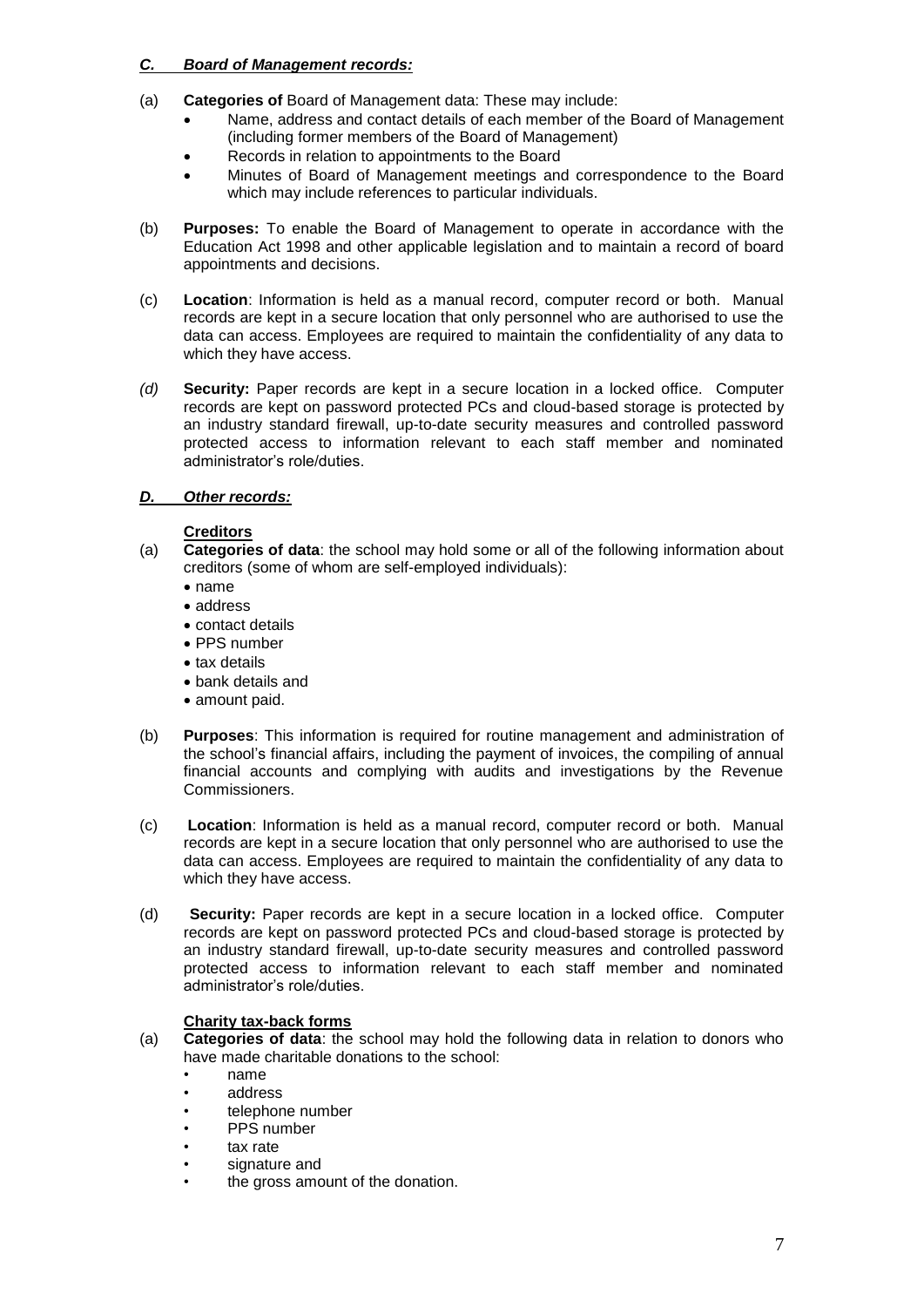## ***C. Board of Management records:***

(a) **Categories of** Board of Management data: These may include:

- Name, address and contact details of each member of the Board of Management (including former members of the Board of Management)
- Records in relation to appointments to the Board
- Minutes of Board of Management meetings and correspondence to the Board which may include references to particular individuals.

(b) **Purposes:** To enable the Board of Management to operate in accordance with the Education Act 1998 and other applicable legislation and to maintain a record of board appointments and decisions.

(c) **Location**: Information is held as a manual record, computer record or both. Manual records are kept in a secure location that only personnel who are authorised to use the data can access. Employees are required to maintain the confidentiality of any data to which they have access.

*(d)* **Security:** Paper records are kept in a secure location in a locked office. Computer records are kept on password protected PCs and cloud-based storage is protected by an industry standard firewall, up-to-date security measures and controlled password protected access to information relevant to each staff member and nominated administrator's role/duties.

## ***D. Other records:***

**Creditors**

(a) **Categories of data**: the school may hold some or all of the following information about creditors (some of whom are self-employed individuals):

- name
- address
- contact details
- PPS number
- tax details
- bank details and
- amount paid.

(b) **Purposes**: This information is required for routine management and administration of the school's financial affairs, including the payment of invoices, the compiling of annual financial accounts and complying with audits and investigations by the Revenue Commissioners.

(c) **Location**: Information is held as a manual record, computer record or both. Manual records are kept in a secure location that only personnel who are authorised to use the data can access. Employees are required to maintain the confidentiality of any data to which they have access.

(d) **Security:** Paper records are kept in a secure location in a locked office. Computer records are kept on password protected PCs and cloud-based storage is protected by an industry standard firewall, up-to-date security measures and controlled password protected access to information relevant to each staff member and nominated administrator's role/duties.

**Charity tax-back forms**

(a) **Categories of data**: the school may hold the following data in relation to donors who have made charitable donations to the school:

- name
- address
- telephone number
- PPS number
- tax rate
- signature and
- the gross amount of the donation.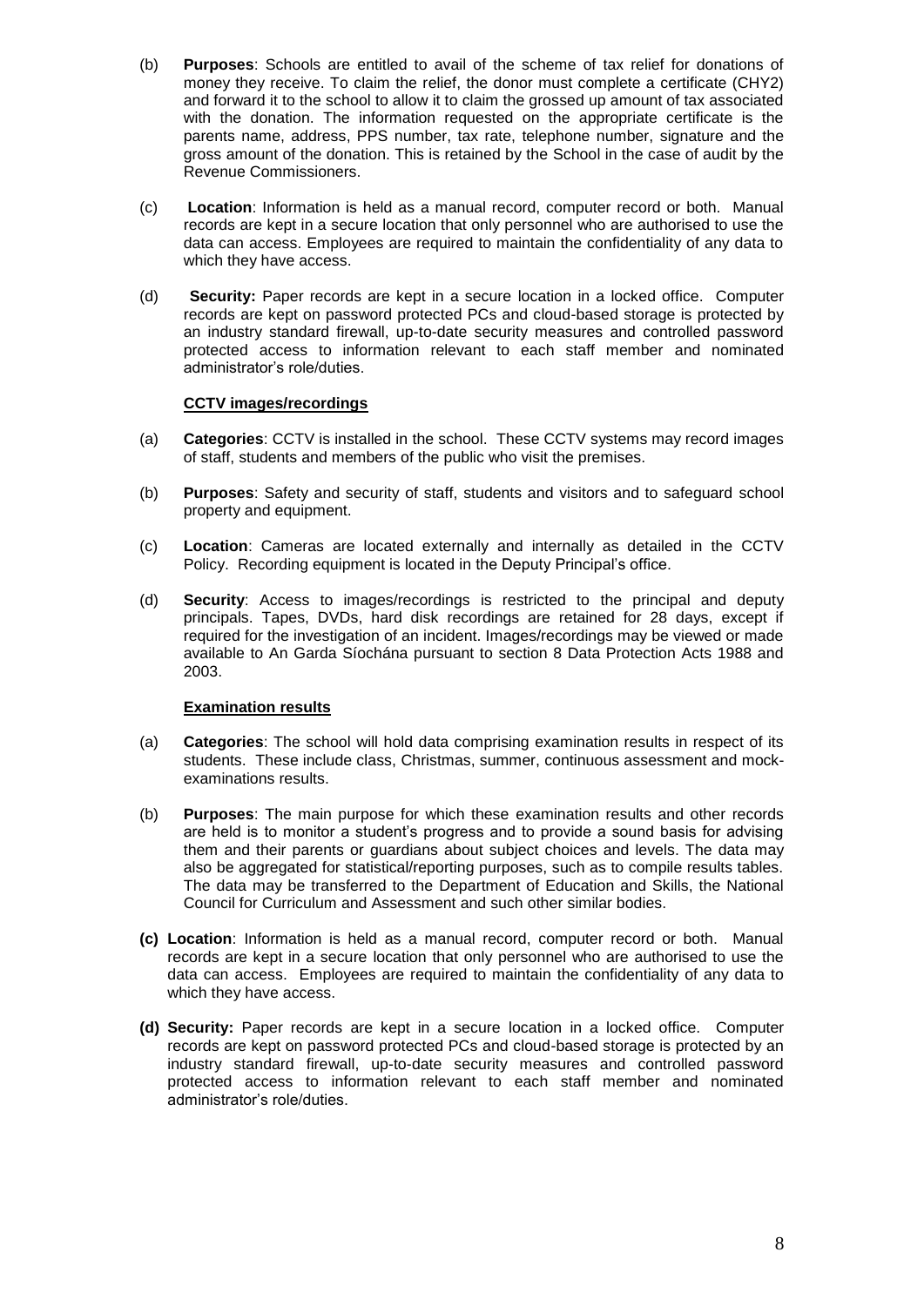(b) **Purposes**: Schools are entitled to avail of the scheme of tax relief for donations of money they receive. To claim the relief, the donor must complete a certificate (CHY2) and forward it to the school to allow it to claim the grossed up amount of tax associated with the donation. The information requested on the appropriate certificate is the parents name, address, PPS number, tax rate, telephone number, signature and the gross amount of the donation. This is retained by the School in the case of audit by the Revenue Commissioners.

(c) **Location**: Information is held as a manual record, computer record or both. Manual records are kept in a secure location that only personnel who are authorised to use the data can access. Employees are required to maintain the confidentiality of any data to which they have access.

(d) **Security:** Paper records are kept in a secure location in a locked office. Computer records are kept on password protected PCs and cloud-based storage is protected by an industry standard firewall, up-to-date security measures and controlled password protected access to information relevant to each staff member and nominated administrator's role/duties.

**CCTV images/recordings**

(a) **Categories**: CCTV is installed in the school. These CCTV systems may record images of staff, students and members of the public who visit the premises.

(b) **Purposes**: Safety and security of staff, students and visitors and to safeguard school property and equipment.

(c) **Location**: Cameras are located externally and internally as detailed in the CCTV Policy. Recording equipment is located in the Deputy Principal's office.

(d) **Security**: Access to images/recordings is restricted to the principal and deputy principals. Tapes, DVDs, hard disk recordings are retained for 28 days, except if required for the investigation of an incident. Images/recordings may be viewed or made available to An Garda Síochána pursuant to section 8 Data Protection Acts 1988 and 2003.

**Examination results**

(a) **Categories**: The school will hold data comprising examination results in respect of its students. These include class, Christmas, summer, continuous assessment and mock-examinations results.

(b) **Purposes**: The main purpose for which these examination results and other records are held is to monitor a student's progress and to provide a sound basis for advising them and their parents or guardians about subject choices and levels. The data may also be aggregated for statistical/reporting purposes, such as to compile results tables. The data may be transferred to the Department of Education and Skills, the National Council for Curriculum and Assessment and such other similar bodies.

**(c) Location**: Information is held as a manual record, computer record or both. Manual records are kept in a secure location that only personnel who are authorised to use the data can access. Employees are required to maintain the confidentiality of any data to which they have access.

**(d) Security:** Paper records are kept in a secure location in a locked office. Computer records are kept on password protected PCs and cloud-based storage is protected by an industry standard firewall, up-to-date security measures and controlled password protected access to information relevant to each staff member and nominated administrator's role/duties.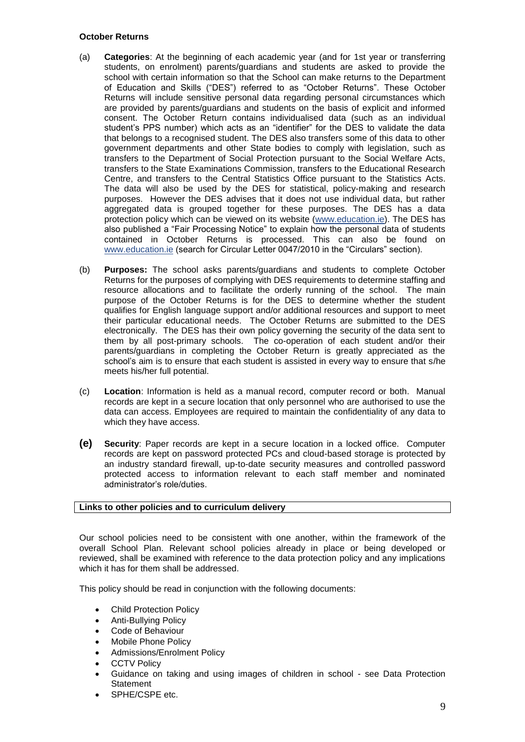**October Returns**

(a) **Categories**: At the beginning of each academic year (and for 1st year or transferring students, on enrolment) parents/guardians and students are asked to provide the school with certain information so that the School can make returns to the Department of Education and Skills ("DES") referred to as "October Returns". These October Returns will include sensitive personal data regarding personal circumstances which are provided by parents/guardians and students on the basis of explicit and informed consent. The October Return contains individualised data (such as an individual student's PPS number) which acts as an "identifier" for the DES to validate the data that belongs to a recognised student. The DES also transfers some of this data to other government departments and other State bodies to comply with legislation, such as transfers to the Department of Social Protection pursuant to the Social Welfare Acts, transfers to the State Examinations Commission, transfers to the Educational Research Centre, and transfers to the Central Statistics Office pursuant to the Statistics Acts. The data will also be used by the DES for statistical, policy-making and research purposes. However the DES advises that it does not use individual data, but rather aggregated data is grouped together for these purposes. The DES has a data protection policy which can be viewed on its website (www.education.ie). The DES has also published a "Fair Processing Notice" to explain how the personal data of students contained in October Returns is processed. This can also be found on www.education.ie (search for Circular Letter 0047/2010 in the "Circulars" section).

(b) **Purposes:** The school asks parents/guardians and students to complete October Returns for the purposes of complying with DES requirements to determine staffing and resource allocations and to facilitate the orderly running of the school. The main purpose of the October Returns is for the DES to determine whether the student qualifies for English language support and/or additional resources and support to meet their particular educational needs. The October Returns are submitted to the DES electronically. The DES has their own policy governing the security of the data sent to them by all post-primary schools. The co-operation of each student and/or their parents/guardians in completing the October Return is greatly appreciated as the school's aim is to ensure that each student is assisted in every way to ensure that s/he meets his/her full potential.

(c) **Location**: Information is held as a manual record, computer record or both. Manual records are kept in a secure location that only personnel who are authorised to use the data can access. Employees are required to maintain the confidentiality of any data to which they have access.

(e) **Security**: Paper records are kept in a secure location in a locked office. Computer records are kept on password protected PCs and cloud-based storage is protected by an industry standard firewall, up-to-date security measures and controlled password protected access to information relevant to each staff member and nominated administrator's role/duties.

**Links to other policies and to curriculum delivery**

Our school policies need to be consistent with one another, within the framework of the overall School Plan. Relevant school policies already in place or being developed or reviewed, shall be examined with reference to the data protection policy and any implications which it has for them shall be addressed.

This policy should be read in conjunction with the following documents:

- Child Protection Policy
- Anti-Bullying Policy
- Code of Behaviour
- Mobile Phone Policy
- Admissions/Enrolment Policy
- CCTV Policy
- Guidance on taking and using images of children in school - see Data Protection Statement
- SPHE/CSPE etc.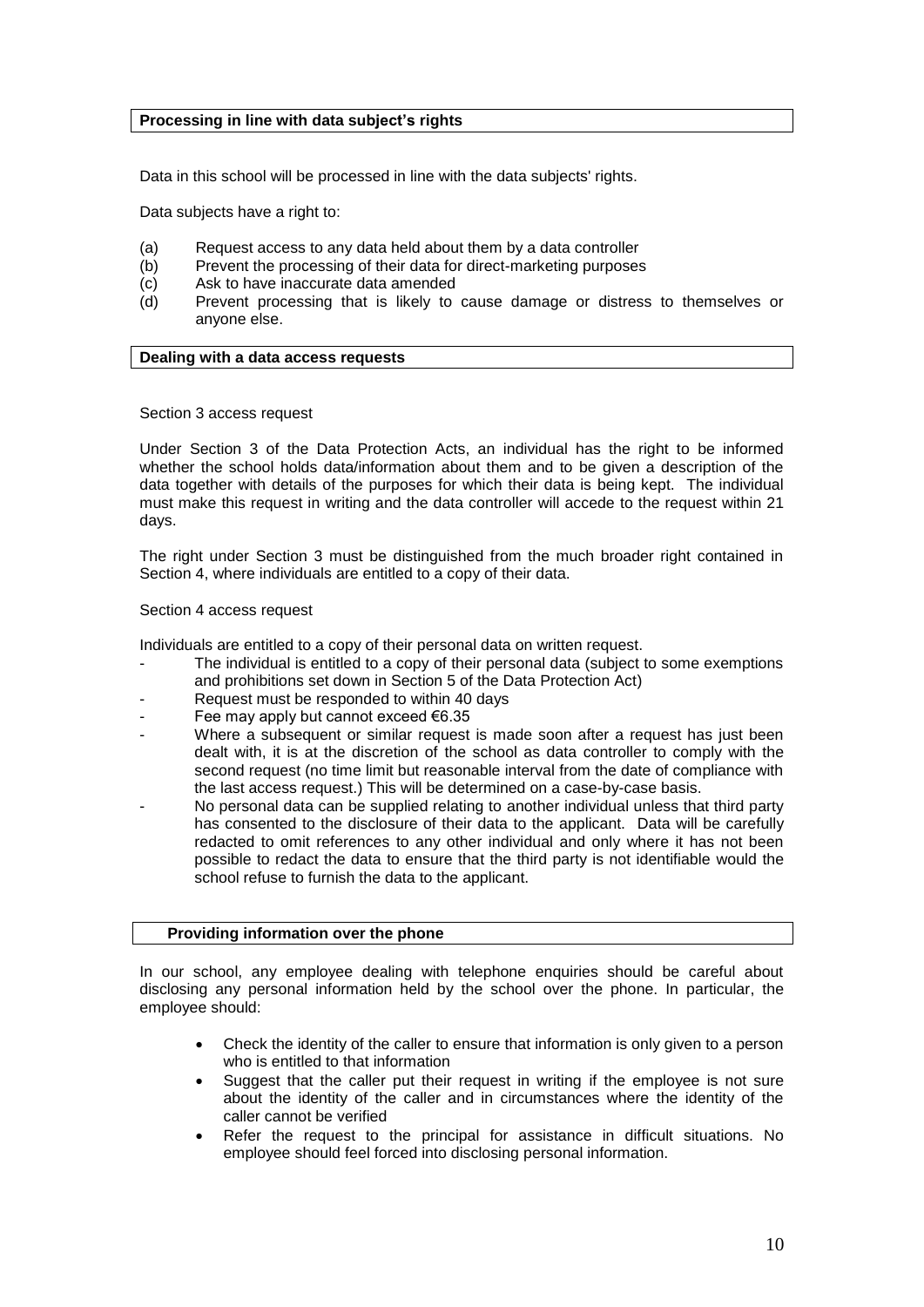## Processing in line with data subject's rights

Data in this school will be processed in line with the data subjects' rights.

Data subjects have a right to:

(a) Request access to any data held about them by a data controller
(b) Prevent the processing of their data for direct-marketing purposes
(c) Ask to have inaccurate data amended
(d) Prevent processing that is likely to cause damage or distress to themselves or anyone else.

## Dealing with a data access requests

Section 3 access request

Under Section 3 of the Data Protection Acts, an individual has the right to be informed whether the school holds data/information about them and to be given a description of the data together with details of the purposes for which their data is being kept. The individual must make this request in writing and the data controller will accede to the request within 21 days.

The right under Section 3 must be distinguished from the much broader right contained in Section 4, where individuals are entitled to a copy of their data.

Section 4 access request

Individuals are entitled to a copy of their personal data on written request.

- The individual is entitled to a copy of their personal data (subject to some exemptions and prohibitions set down in Section 5 of the Data Protection Act)
- Request must be responded to within 40 days
- Fee may apply but cannot exceed €6.35
- Where a subsequent or similar request is made soon after a request has just been dealt with, it is at the discretion of the school as data controller to comply with the second request (no time limit but reasonable interval from the date of compliance with the last access request.) This will be determined on a case-by-case basis.
- No personal data can be supplied relating to another individual unless that third party has consented to the disclosure of their data to the applicant. Data will be carefully redacted to omit references to any other individual and only where it has not been possible to redact the data to ensure that the third party is not identifiable would the school refuse to furnish the data to the applicant.

## Providing information over the phone

In our school, any employee dealing with telephone enquiries should be careful about disclosing any personal information held by the school over the phone. In particular, the employee should:

- Check the identity of the caller to ensure that information is only given to a person who is entitled to that information
- Suggest that the caller put their request in writing if the employee is not sure about the identity of the caller and in circumstances where the identity of the caller cannot be verified
- Refer the request to the principal for assistance in difficult situations. No employee should feel forced into disclosing personal information.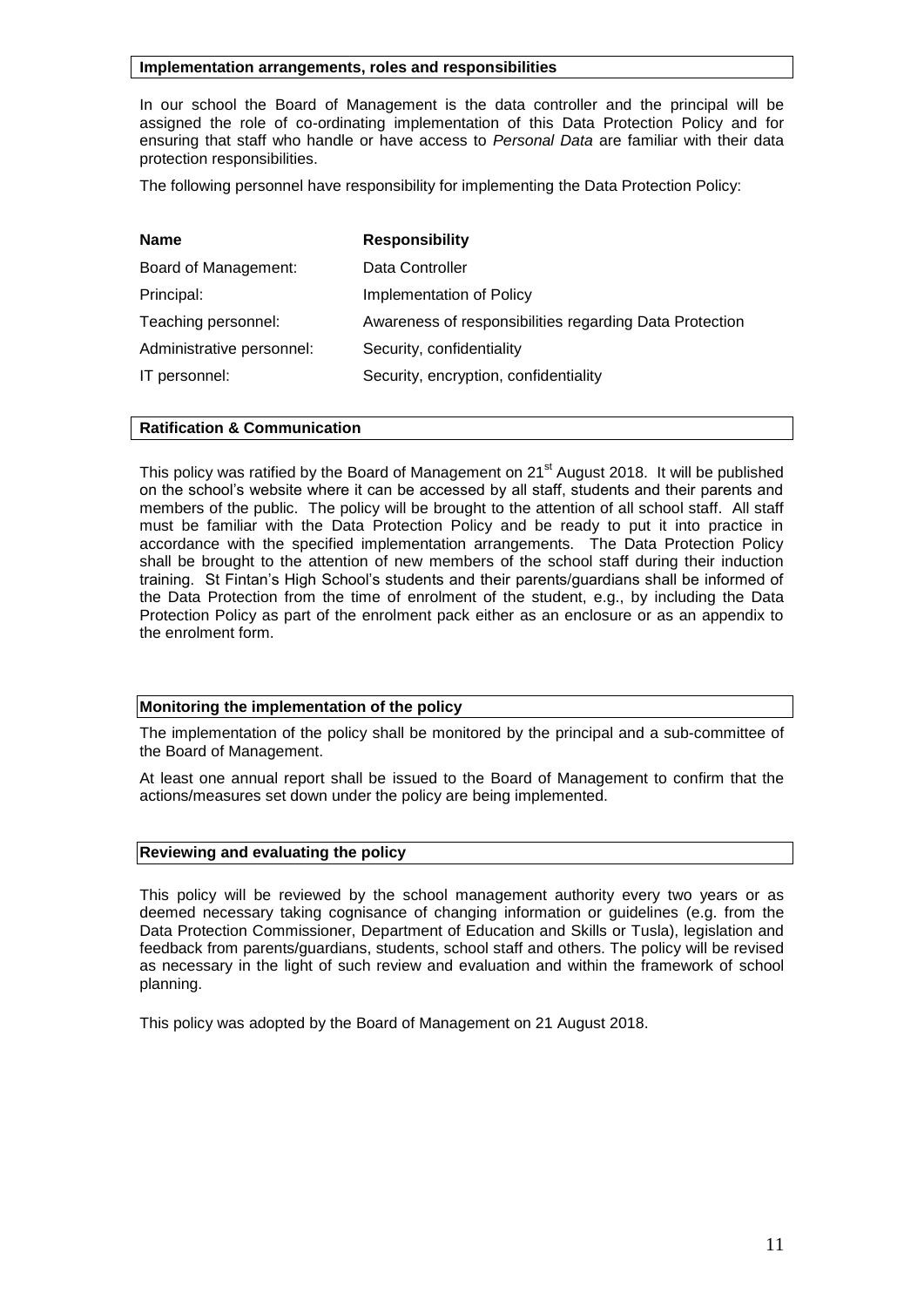**Implementation arrangements, roles and responsibilities**

In our school the Board of Management is the data controller and the principal will be assigned the role of co-ordinating implementation of this Data Protection Policy and for ensuring that staff who handle or have access to *Personal Data* are familiar with their data protection responsibilities.

The following personnel have responsibility for implementing the Data Protection Policy:

| **Name** | **Responsibility** |
|---|---|
| Board of Management: | Data Controller |
| Principal: | Implementation of Policy |
| Teaching personnel: | Awareness of responsibilities regarding Data Protection |
| Administrative personnel: | Security, confidentiality |
| IT personnel: | Security, encryption, confidentiality |

**Ratification & Communication**

This policy was ratified by the Board of Management on 21st August 2018. It will be published on the school's website where it can be accessed by all staff, students and their parents and members of the public. The policy will be brought to the attention of all school staff. All staff must be familiar with the Data Protection Policy and be ready to put it into practice in accordance with the specified implementation arrangements. The Data Protection Policy shall be brought to the attention of new members of the school staff during their induction training. St Fintan's High School's students and their parents/guardians shall be informed of the Data Protection from the time of enrolment of the student, e.g., by including the Data Protection Policy as part of the enrolment pack either as an enclosure or as an appendix to the enrolment form.

**Monitoring the implementation of the policy**

The implementation of the policy shall be monitored by the principal and a sub-committee of the Board of Management.

At least one annual report shall be issued to the Board of Management to confirm that the actions/measures set down under the policy are being implemented.

**Reviewing and evaluating the policy**

This policy will be reviewed by the school management authority every two years or as deemed necessary taking cognisance of changing information or guidelines (e.g. from the Data Protection Commissioner, Department of Education and Skills or Tusla), legislation and feedback from parents/guardians, students, school staff and others. The policy will be revised as necessary in the light of such review and evaluation and within the framework of school planning.

This policy was adopted by the Board of Management on 21 August 2018.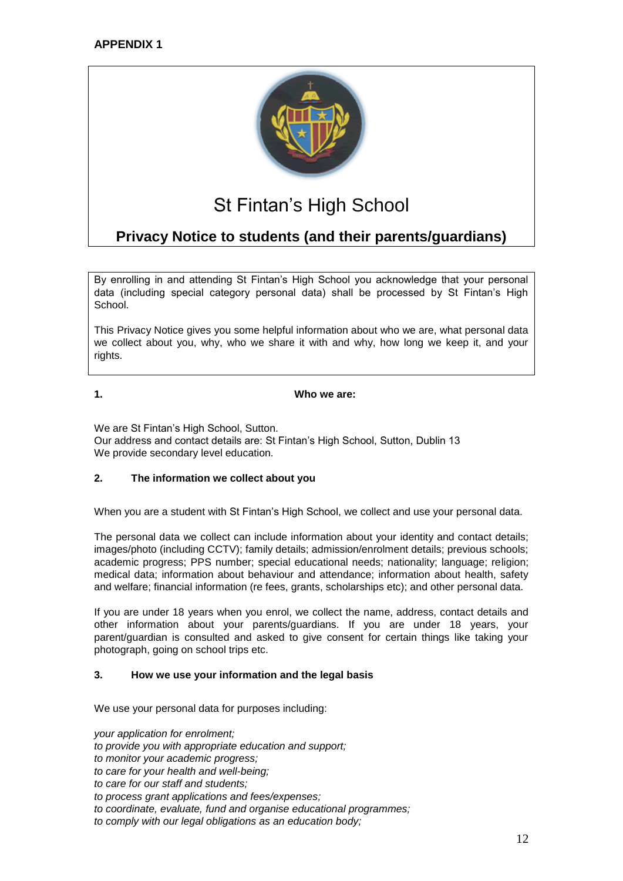**APPENDIX 1**

# St Fintan's High School

## Privacy Notice to students (and their parents/guardians)

By enrolling in and attending St Fintan's High School you acknowledge that your personal data (including special category personal data) shall be processed by St Fintan's High School.

This Privacy Notice gives you some helpful information about who we are, what personal data we collect about you, why, who we share it with and why, how long we keep it, and your rights.

### 1. Who we are:

We are St Fintan's High School, Sutton.
Our address and contact details are: St Fintan's High School, Sutton, Dublin 13
We provide secondary level education.

### 2. The information we collect about you

When you are a student with St Fintan's High School, we collect and use your personal data.

The personal data we collect can include information about your identity and contact details; images/photo (including CCTV); family details; admission/enrolment details; previous schools; academic progress; PPS number; special educational needs; nationality; language; religion; medical data; information about behaviour and attendance; information about health, safety and welfare; financial information (re fees, grants, scholarships etc); and other personal data.

If you are under 18 years when you enrol, we collect the name, address, contact details and other information about your parents/guardians. If you are under 18 years, your parent/guardian is consulted and asked to give consent for certain things like taking your photograph, going on school trips etc.

### 3. How we use your information and the legal basis

We use your personal data for purposes including:

*your application for enrolment;*
*to provide you with appropriate education and support;*
*to monitor your academic progress;*
*to care for your health and well-being;*
*to care for our staff and students;*
*to process grant applications and fees/expenses;*
*to coordinate, evaluate, fund and organise educational programmes;*
*to comply with our legal obligations as an education body;*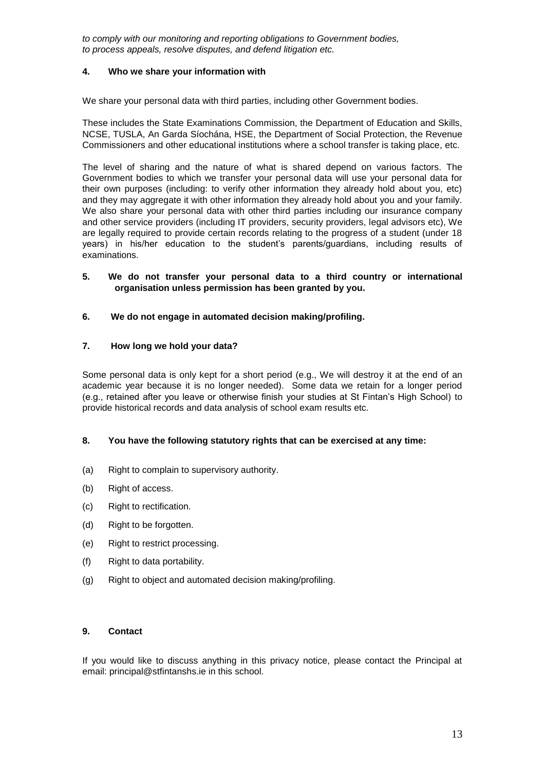*to comply with our monitoring and reporting obligations to Government bodies,*
*to process appeals, resolve disputes, and defend litigation etc.*

**4. Who we share your information with**

We share your personal data with third parties, including other Government bodies.

These includes the State Examinations Commission, the Department of Education and Skills, NCSE, TUSLA, An Garda Síochána, HSE, the Department of Social Protection, the Revenue Commissioners and other educational institutions where a school transfer is taking place, etc.

The level of sharing and the nature of what is shared depend on various factors. The Government bodies to which we transfer your personal data will use your personal data for their own purposes (including: to verify other information they already hold about you, etc) and they may aggregate it with other information they already hold about you and your family. We also share your personal data with other third parties including our insurance company and other service providers (including IT providers, security providers, legal advisors etc), We are legally required to provide certain records relating to the progress of a student (under 18 years) in his/her education to the student's parents/guardians, including results of examinations.

**5. We do not transfer your personal data to a third country or international organisation unless permission has been granted by you.**

**6. We do not engage in automated decision making/profiling.**

**7. How long we hold your data?**

Some personal data is only kept for a short period (e.g., We will destroy it at the end of an academic year because it is no longer needed). Some data we retain for a longer period (e.g., retained after you leave or otherwise finish your studies at St Fintan's High School) to provide historical records and data analysis of school exam results etc.

**8. You have the following statutory rights that can be exercised at any time:**

(a) Right to complain to supervisory authority.

(b) Right of access.

(c) Right to rectification.

(d) Right to be forgotten.

(e) Right to restrict processing.

(f) Right to data portability.

(g) Right to object and automated decision making/profiling.

**9. Contact**

If you would like to discuss anything in this privacy notice, please contact the Principal at email: principal@stfintanshs.ie in this school.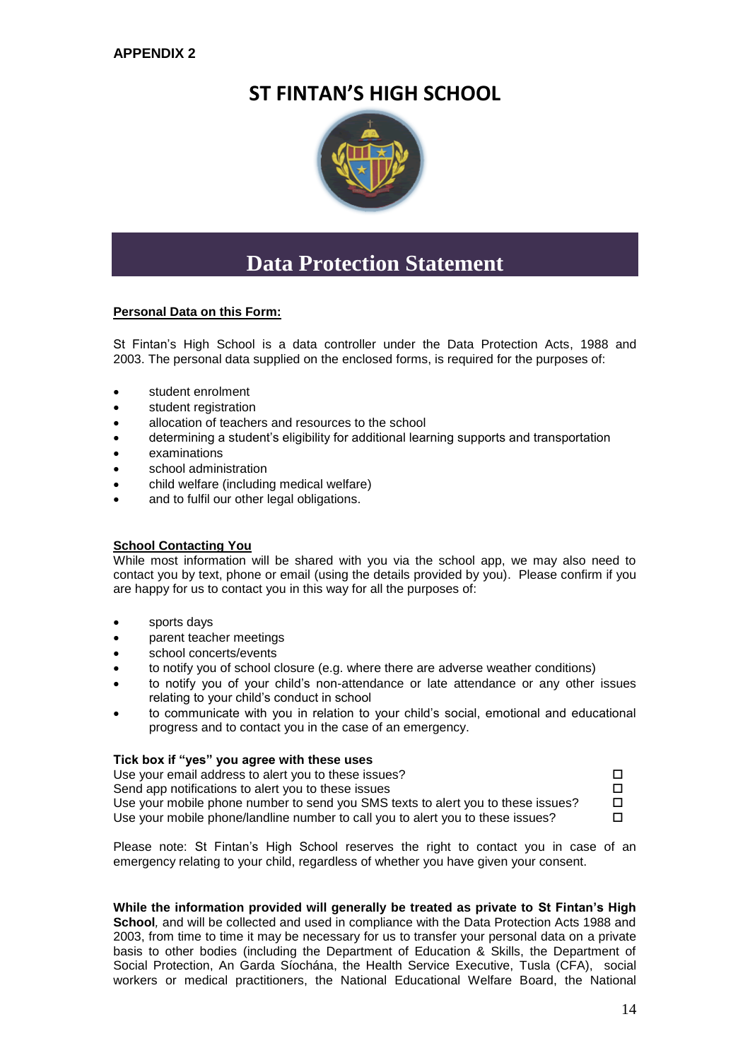**APPENDIX 2**

# ST FINTAN'S HIGH SCHOOL

## Data Protection Statement

**Personal Data on this Form:**

St Fintan's High School is a data controller under the Data Protection Acts, 1988 and 2003. The personal data supplied on the enclosed forms, is required for the purposes of:

- student enrolment
- student registration
- allocation of teachers and resources to the school
- determining a student's eligibility for additional learning supports and transportation
- examinations
- school administration
- child welfare (including medical welfare)
- and to fulfil our other legal obligations.

**School Contacting You**

While most information will be shared with you via the school app, we may also need to contact you by text, phone or email (using the details provided by you). Please confirm if you are happy for us to contact you in this way for all the purposes of:

- sports days
- parent teacher meetings
- school concerts/events
- to notify you of school closure (e.g. where there are adverse weather conditions)
- to notify you of your child's non-attendance or late attendance or any other issues relating to your child's conduct in school
- to communicate with you in relation to your child's social, emotional and educational progress and to contact you in the case of an emergency.

**Tick box if "yes" you agree with these uses**

| | |
|---|---|
| Use your email address to alert you to these issues? | ☐ |
| Send app notifications to alert you to these issues | ☐ |
| Use your mobile phone number to send you SMS texts to alert you to these issues? | ☐ |
| Use your mobile phone/landline number to call you to alert you to these issues? | ☐ |

Please note: St Fintan's High School reserves the right to contact you in case of an emergency relating to your child, regardless of whether you have given your consent.

**While the information provided will generally be treated as private to St Fintan's High School**, and will be collected and used in compliance with the Data Protection Acts 1988 and 2003, from time to time it may be necessary for us to transfer your personal data on a private basis to other bodies (including the Department of Education & Skills, the Department of Social Protection, An Garda Síochána, the Health Service Executive, Tusla (CFA), social workers or medical practitioners, the National Educational Welfare Board, the National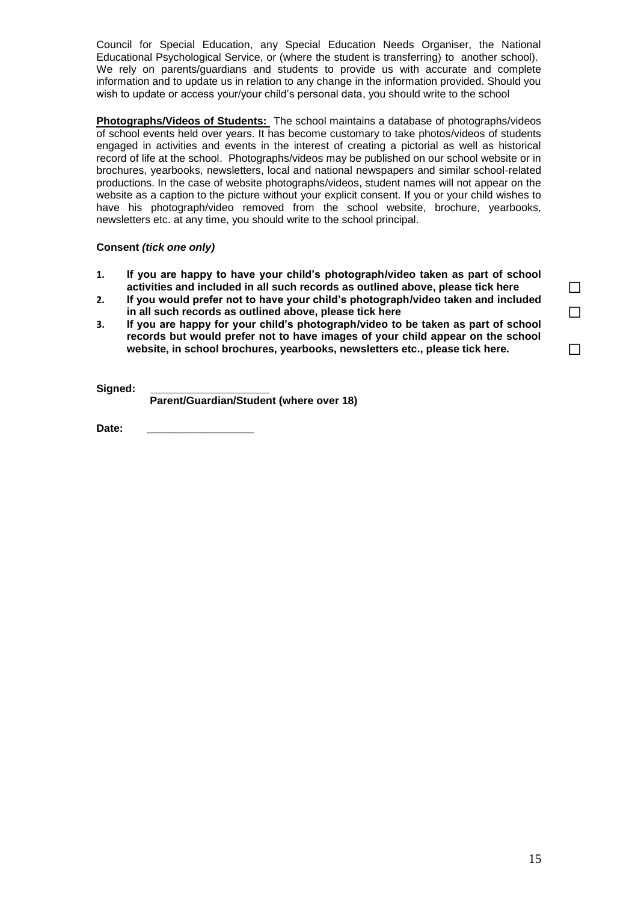Council for Special Education, any Special Education Needs Organiser, the National Educational Psychological Service, or (where the student is transferring) to another school). We rely on parents/guardians and students to provide us with accurate and complete information and to update us in relation to any change in the information provided. Should you wish to update or access your/your child's personal data, you should write to the school

**Photographs/Videos of Students:** The school maintains a database of photographs/videos of school events held over years. It has become customary to take photos/videos of students engaged in activities and events in the interest of creating a pictorial as well as historical record of life at the school. Photographs/videos may be published on our school website or in brochures, yearbooks, newsletters, local and national newspapers and similar school-related productions. In the case of website photographs/videos, student names will not appear on the website as a caption to the picture without your explicit consent. If you or your child wishes to have his photograph/video removed from the school website, brochure, yearbooks, newsletters etc. at any time, you should write to the school principal.

**Consent *(tick one only)***

1. **If you are happy to have your child's photograph/video taken as part of school activities and included in all such records as outlined above, please tick here** ☐
2. **If you would prefer not to have your child's photograph/video taken and included in all such records as outlined above, please tick here** ☐
3. **If you are happy for your child's photograph/video to be taken as part of school records but would prefer not to have images of your child appear on the school website, in school brochures, yearbooks, newsletters etc., please tick here.** ☐

**Signed:** ____________________
**Parent/Guardian/Student (where over 18)**

**Date:** __________________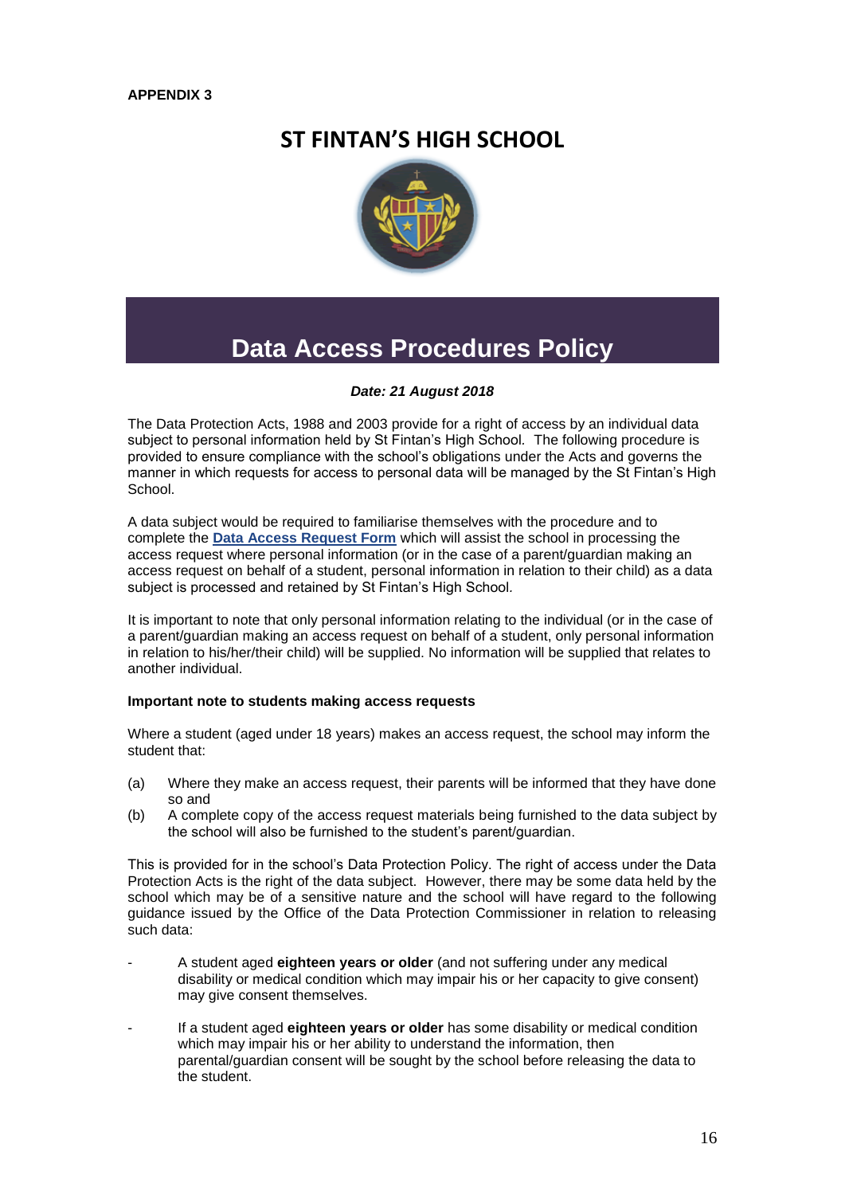**APPENDIX 3**

# ST FINTAN'S HIGH SCHOOL

## Data Access Procedures Policy

***Date: 21 August 2018***

The Data Protection Acts, 1988 and 2003 provide for a right of access by an individual data subject to personal information held by St Fintan's High School. The following procedure is provided to ensure compliance with the school's obligations under the Acts and governs the manner in which requests for access to personal data will be managed by the St Fintan's High School.

A data subject would be required to familiarise themselves with the procedure and to complete the **Data Access Request Form** which will assist the school in processing the access request where personal information (or in the case of a parent/guardian making an access request on behalf of a student, personal information in relation to their child) as a data subject is processed and retained by St Fintan's High School.

It is important to note that only personal information relating to the individual (or in the case of a parent/guardian making an access request on behalf of a student, only personal information in relation to his/her/their child) will be supplied. No information will be supplied that relates to another individual.

**Important note to students making access requests**

Where a student (aged under 18 years) makes an access request, the school may inform the student that:

(a) Where they make an access request, their parents will be informed that they have done so and

(b) A complete copy of the access request materials being furnished to the data subject by the school will also be furnished to the student's parent/guardian.

This is provided for in the school's Data Protection Policy. The right of access under the Data Protection Acts is the right of the data subject. However, there may be some data held by the school which may be of a sensitive nature and the school will have regard to the following guidance issued by the Office of the Data Protection Commissioner in relation to releasing such data:

- A student aged **eighteen years or older** (and not suffering under any medical disability or medical condition which may impair his or her capacity to give consent) may give consent themselves.

- If a student aged **eighteen years or older** has some disability or medical condition which may impair his or her ability to understand the information, then parental/guardian consent will be sought by the school before releasing the data to the student.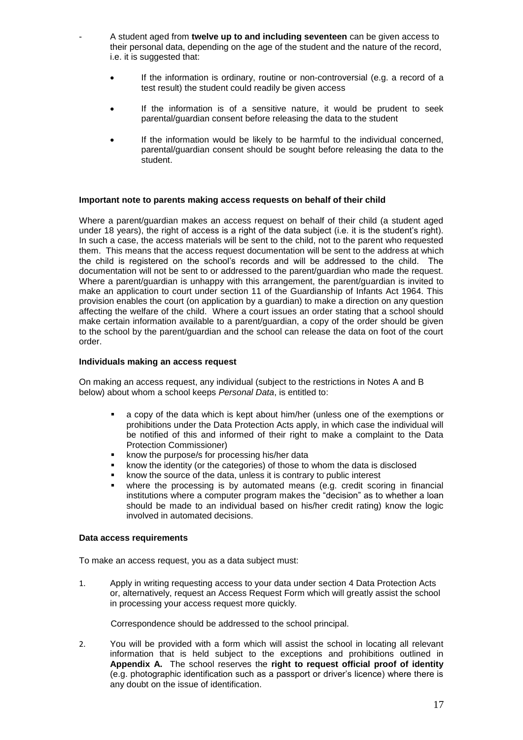- A student aged from **twelve up to and including seventeen** can be given access to their personal data, depending on the age of the student and the nature of the record, i.e. it is suggested that:

    - If the information is ordinary, routine or non-controversial (e.g. a record of a test result) the student could readily be given access
    - If the information is of a sensitive nature, it would be prudent to seek parental/guardian consent before releasing the data to the student
    - If the information would be likely to be harmful to the individual concerned, parental/guardian consent should be sought before releasing the data to the student.

**Important note to parents making access requests on behalf of their child**

Where a parent/guardian makes an access request on behalf of their child (a student aged under 18 years), the right of access is a right of the data subject (i.e. it is the student's right). In such a case, the access materials will be sent to the child, not to the parent who requested them. This means that the access request documentation will be sent to the address at which the child is registered on the school's records and will be addressed to the child. The documentation will not be sent to or addressed to the parent/guardian who made the request. Where a parent/guardian is unhappy with this arrangement, the parent/guardian is invited to make an application to court under section 11 of the Guardianship of Infants Act 1964. This provision enables the court (on application by a guardian) to make a direction on any question affecting the welfare of the child. Where a court issues an order stating that a school should make certain information available to a parent/guardian, a copy of the order should be given to the school by the parent/guardian and the school can release the data on foot of the court order.

**Individuals making an access request**

On making an access request, any individual (subject to the restrictions in Notes A and B below) about whom a school keeps *Personal Data*, is entitled to:

- a copy of the data which is kept about him/her (unless one of the exemptions or prohibitions under the Data Protection Acts apply, in which case the individual will be notified of this and informed of their right to make a complaint to the Data Protection Commissioner)
- know the purpose/s for processing his/her data
- know the identity (or the categories) of those to whom the data is disclosed
- know the source of the data, unless it is contrary to public interest
- where the processing is by automated means (e.g. credit scoring in financial institutions where a computer program makes the "decision" as to whether a loan should be made to an individual based on his/her credit rating) know the logic involved in automated decisions.

**Data access requirements**

To make an access request, you as a data subject must:

1. Apply in writing requesting access to your data under section 4 Data Protection Acts or, alternatively, request an Access Request Form which will greatly assist the school in processing your access request more quickly.

   Correspondence should be addressed to the school principal.

2. You will be provided with a form which will assist the school in locating all relevant information that is held subject to the exceptions and prohibitions outlined in **Appendix A.** The school reserves the **right to request official proof of identity** (e.g. photographic identification such as a passport or driver's licence) where there is any doubt on the issue of identification.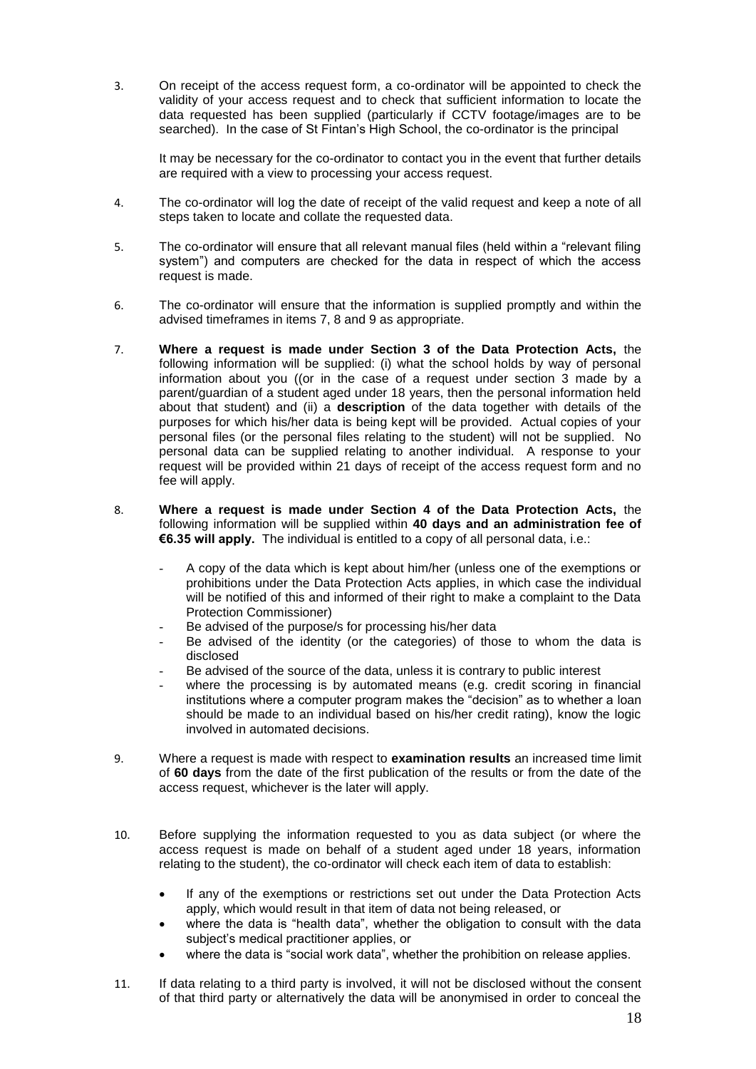3. On receipt of the access request form, a co-ordinator will be appointed to check the validity of your access request and to check that sufficient information to locate the data requested has been supplied (particularly if CCTV footage/images are to be searched). In the case of St Fintan's High School, the co-ordinator is the principal

   It may be necessary for the co-ordinator to contact you in the event that further details are required with a view to processing your access request.

4. The co-ordinator will log the date of receipt of the valid request and keep a note of all steps taken to locate and collate the requested data.

5. The co-ordinator will ensure that all relevant manual files (held within a "relevant filing system") and computers are checked for the data in respect of which the access request is made.

6. The co-ordinator will ensure that the information is supplied promptly and within the advised timeframes in items 7, 8 and 9 as appropriate.

7. **Where a request is made under Section 3 of the Data Protection Acts,** the following information will be supplied: (i) what the school holds by way of personal information about you ((or in the case of a request under section 3 made by a parent/guardian of a student aged under 18 years, then the personal information held about that student) and (ii) a **description** of the data together with details of the purposes for which his/her data is being kept will be provided. Actual copies of your personal files (or the personal files relating to the student) will not be supplied. No personal data can be supplied relating to another individual. A response to your request will be provided within 21 days of receipt of the access request form and no fee will apply.

8. **Where a request is made under Section 4 of the Data Protection Acts,** the following information will be supplied within **40 days and an administration fee of €6.35 will apply.** The individual is entitled to a copy of all personal data, i.e.:

   - A copy of the data which is kept about him/her (unless one of the exemptions or prohibitions under the Data Protection Acts applies, in which case the individual will be notified of this and informed of their right to make a complaint to the Data Protection Commissioner)
   - Be advised of the purpose/s for processing his/her data
   - Be advised of the identity (or the categories) of those to whom the data is disclosed
   - Be advised of the source of the data, unless it is contrary to public interest
   - where the processing is by automated means (e.g. credit scoring in financial institutions where a computer program makes the "decision" as to whether a loan should be made to an individual based on his/her credit rating), know the logic involved in automated decisions.

9. Where a request is made with respect to **examination results** an increased time limit of **60 days** from the date of the first publication of the results or from the date of the access request, whichever is the later will apply.

10. Before supplying the information requested to you as data subject (or where the access request is made on behalf of a student aged under 18 years, information relating to the student), the co-ordinator will check each item of data to establish:

    - If any of the exemptions or restrictions set out under the Data Protection Acts apply, which would result in that item of data not being released, or
    - where the data is "health data", whether the obligation to consult with the data subject's medical practitioner applies, or
    - where the data is "social work data", whether the prohibition on release applies.

11. If data relating to a third party is involved, it will not be disclosed without the consent of that third party or alternatively the data will be anonymised in order to conceal the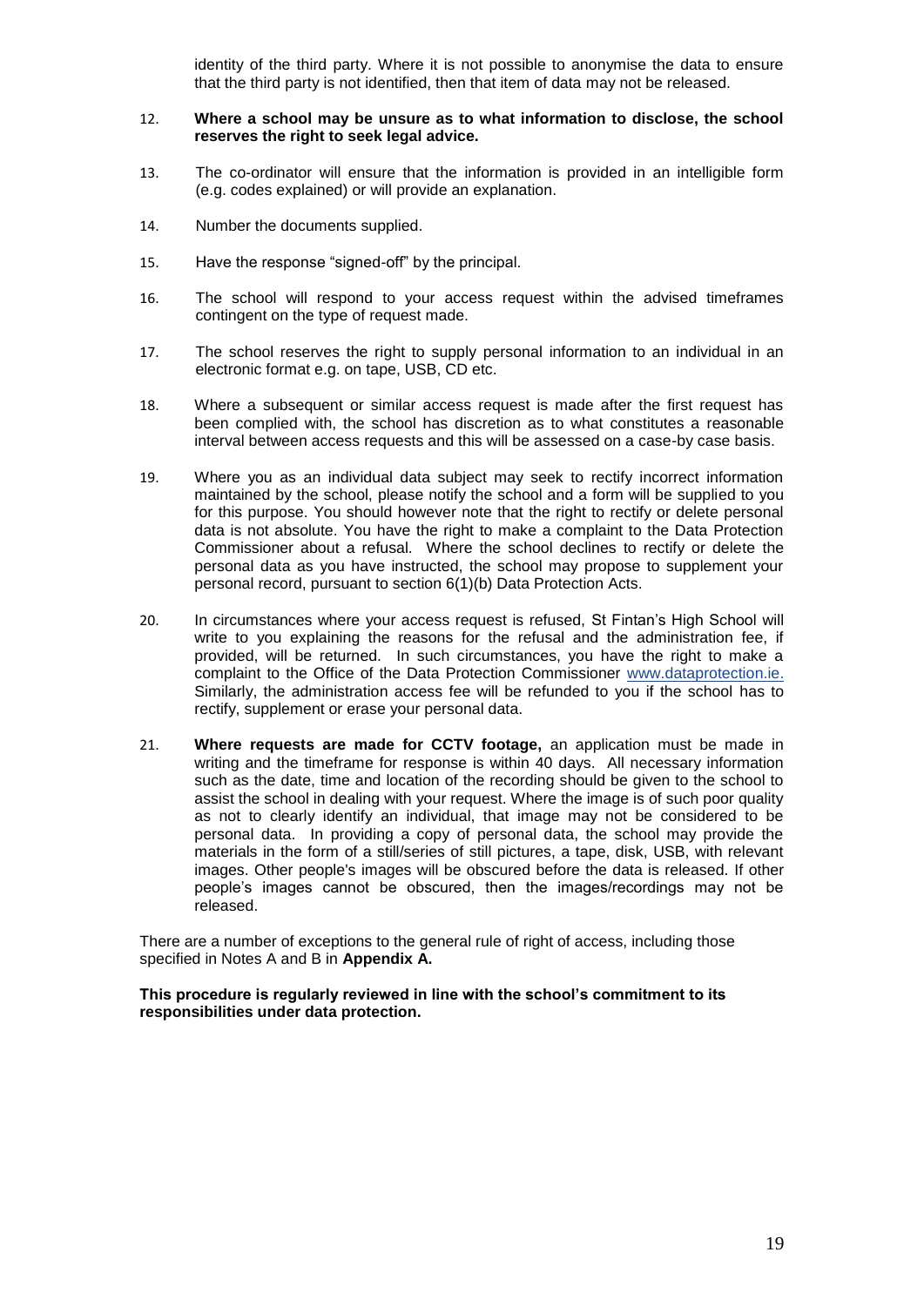identity of the third party. Where it is not possible to anonymise the data to ensure that the third party is not identified, then that item of data may not be released.

12. **Where a school may be unsure as to what information to disclose, the school reserves the right to seek legal advice.**

13. The co-ordinator will ensure that the information is provided in an intelligible form (e.g. codes explained) or will provide an explanation.

14. Number the documents supplied.

15. Have the response "signed-off" by the principal.

16. The school will respond to your access request within the advised timeframes contingent on the type of request made.

17. The school reserves the right to supply personal information to an individual in an electronic format e.g. on tape, USB, CD etc.

18. Where a subsequent or similar access request is made after the first request has been complied with, the school has discretion as to what constitutes a reasonable interval between access requests and this will be assessed on a case-by case basis.

19. Where you as an individual data subject may seek to rectify incorrect information maintained by the school, please notify the school and a form will be supplied to you for this purpose. You should however note that the right to rectify or delete personal data is not absolute. You have the right to make a complaint to the Data Protection Commissioner about a refusal. Where the school declines to rectify or delete the personal data as you have instructed, the school may propose to supplement your personal record, pursuant to section 6(1)(b) Data Protection Acts.

20. In circumstances where your access request is refused, St Fintan's High School will write to you explaining the reasons for the refusal and the administration fee, if provided, will be returned. In such circumstances, you have the right to make a complaint to the Office of the Data Protection Commissioner www.dataprotection.ie. Similarly, the administration access fee will be refunded to you if the school has to rectify, supplement or erase your personal data.

21. **Where requests are made for CCTV footage,** an application must be made in writing and the timeframe for response is within 40 days. All necessary information such as the date, time and location of the recording should be given to the school to assist the school in dealing with your request. Where the image is of such poor quality as not to clearly identify an individual, that image may not be considered to be personal data. In providing a copy of personal data, the school may provide the materials in the form of a still/series of still pictures, a tape, disk, USB, with relevant images. Other people's images will be obscured before the data is released. If other people's images cannot be obscured, then the images/recordings may not be released.

There are a number of exceptions to the general rule of right of access, including those specified in Notes A and B in **Appendix A.**

**This procedure is regularly reviewed in line with the school's commitment to its responsibilities under data protection.**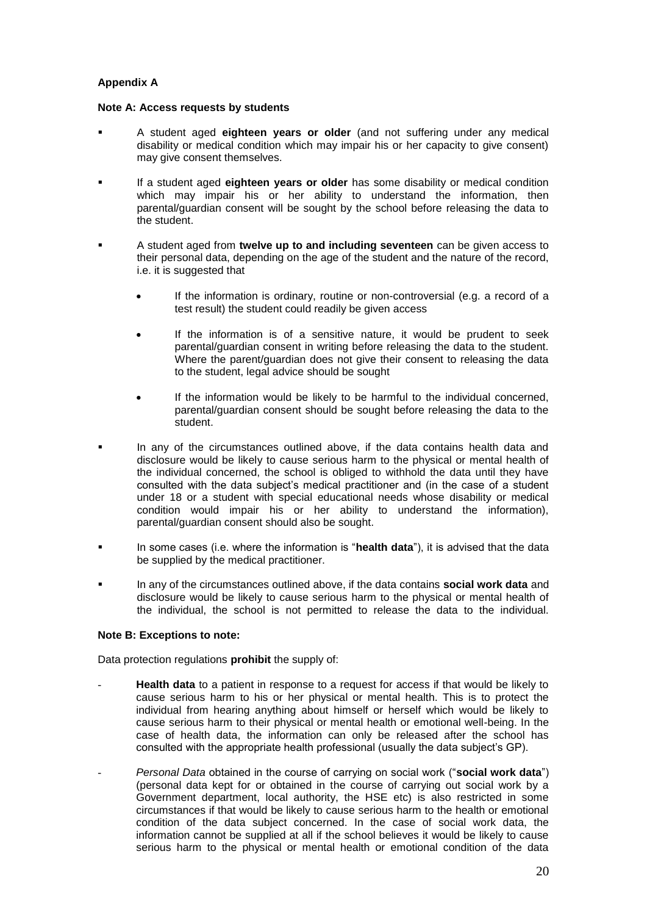**Appendix A**

**Note A: Access requests by students**

- A student aged **eighteen years or older** (and not suffering under any medical disability or medical condition which may impair his or her capacity to give consent) may give consent themselves.
- If a student aged **eighteen years or older** has some disability or medical condition which may impair his or her ability to understand the information, then parental/guardian consent will be sought by the school before releasing the data to the student.
- A student aged from **twelve up to and including seventeen** can be given access to their personal data, depending on the age of the student and the nature of the record, i.e. it is suggested that
    - If the information is ordinary, routine or non-controversial (e.g. a record of a test result) the student could readily be given access
    - If the information is of a sensitive nature, it would be prudent to seek parental/guardian consent in writing before releasing the data to the student. Where the parent/guardian does not give their consent to releasing the data to the student, legal advice should be sought
    - If the information would be likely to be harmful to the individual concerned, parental/guardian consent should be sought before releasing the data to the student.
- In any of the circumstances outlined above, if the data contains health data and disclosure would be likely to cause serious harm to the physical or mental health of the individual concerned, the school is obliged to withhold the data until they have consulted with the data subject's medical practitioner and (in the case of a student under 18 or a student with special educational needs whose disability or medical condition would impair his or her ability to understand the information), parental/guardian consent should also be sought.
- In some cases (i.e. where the information is "**health data**"), it is advised that the data be supplied by the medical practitioner.
- In any of the circumstances outlined above, if the data contains **social work data** and disclosure would be likely to cause serious harm to the physical or mental health of the individual, the school is not permitted to release the data to the individual.

**Note B: Exceptions to note:**

Data protection regulations **prohibit** the supply of:

- **Health data** to a patient in response to a request for access if that would be likely to cause serious harm to his or her physical or mental health. This is to protect the individual from hearing anything about himself or herself which would be likely to cause serious harm to their physical or mental health or emotional well-being. In the case of health data, the information can only be released after the school has consulted with the appropriate health professional (usually the data subject's GP).
- *Personal Data* obtained in the course of carrying on social work ("**social work data**") (personal data kept for or obtained in the course of carrying out social work by a Government department, local authority, the HSE etc) is also restricted in some circumstances if that would be likely to cause serious harm to the health or emotional condition of the data subject concerned. In the case of social work data, the information cannot be supplied at all if the school believes it would be likely to cause serious harm to the physical or mental health or emotional condition of the data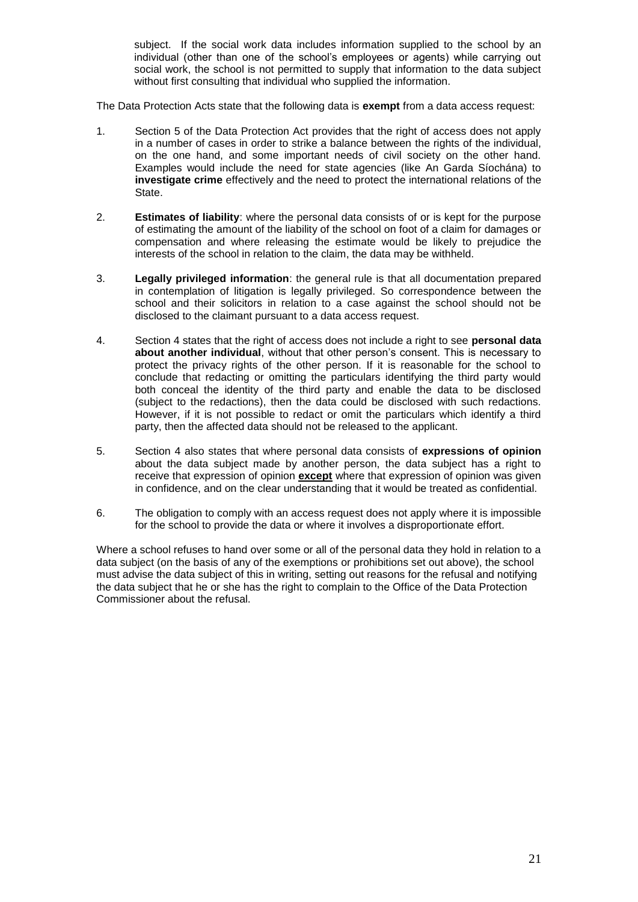subject. If the social work data includes information supplied to the school by an individual (other than one of the school's employees or agents) while carrying out social work, the school is not permitted to supply that information to the data subject without first consulting that individual who supplied the information.

The Data Protection Acts state that the following data is **exempt** from a data access request:

1. Section 5 of the Data Protection Act provides that the right of access does not apply in a number of cases in order to strike a balance between the rights of the individual, on the one hand, and some important needs of civil society on the other hand. Examples would include the need for state agencies (like An Garda Síochána) to **investigate crime** effectively and the need to protect the international relations of the State.

2. **Estimates of liability**: where the personal data consists of or is kept for the purpose of estimating the amount of the liability of the school on foot of a claim for damages or compensation and where releasing the estimate would be likely to prejudice the interests of the school in relation to the claim, the data may be withheld.

3. **Legally privileged information**: the general rule is that all documentation prepared in contemplation of litigation is legally privileged. So correspondence between the school and their solicitors in relation to a case against the school should not be disclosed to the claimant pursuant to a data access request.

4. Section 4 states that the right of access does not include a right to see **personal data about another individual**, without that other person's consent. This is necessary to protect the privacy rights of the other person. If it is reasonable for the school to conclude that redacting or omitting the particulars identifying the third party would both conceal the identity of the third party and enable the data to be disclosed (subject to the redactions), then the data could be disclosed with such redactions. However, if it is not possible to redact or omit the particulars which identify a third party, then the affected data should not be released to the applicant.

5. Section 4 also states that where personal data consists of **expressions of opinion** about the data subject made by another person, the data subject has a right to receive that expression of opinion **except** where that expression of opinion was given in confidence, and on the clear understanding that it would be treated as confidential.

6. The obligation to comply with an access request does not apply where it is impossible for the school to provide the data or where it involves a disproportionate effort.

Where a school refuses to hand over some or all of the personal data they hold in relation to a data subject (on the basis of any of the exemptions or prohibitions set out above), the school must advise the data subject of this in writing, setting out reasons for the refusal and notifying the data subject that he or she has the right to complain to the Office of the Data Protection Commissioner about the refusal.